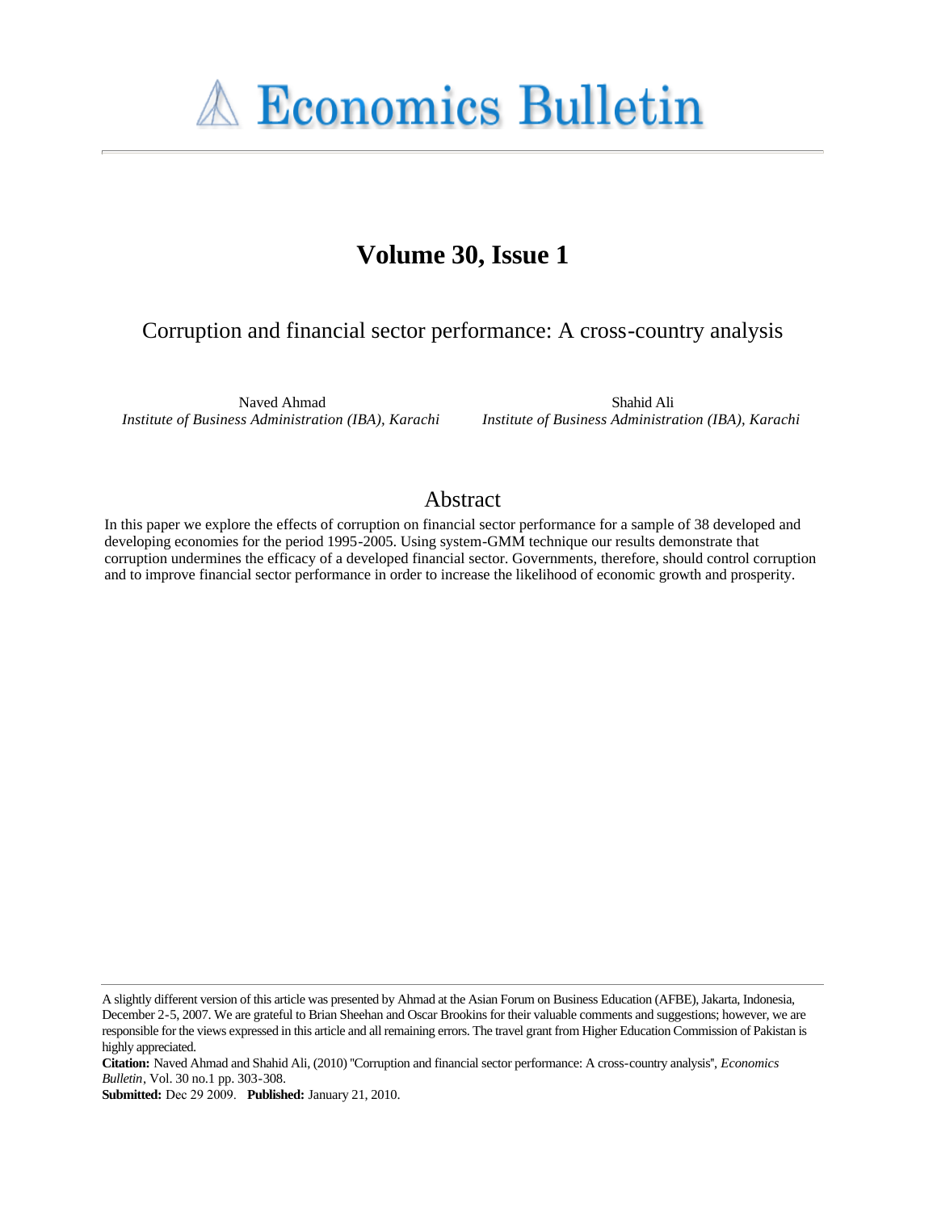# Economics Bulletin

## Volume 30, Issue 1

### Corruption and financial sector performance: A cross-country analysis

Naved Ahmad
*Institute of Business Administration (IBA), Karachi*

Shahid Ali
*Institute of Business Administration (IBA), Karachi*

## Abstract

In this paper we explore the effects of corruption on financial sector performance for a sample of 38 developed and developing economies for the period 1995-2005. Using system-GMM technique our results demonstrate that corruption undermines the efficacy of a developed financial sector. Governments, therefore, should control corruption and to improve financial sector performance in order to increase the likelihood of economic growth and prosperity.

---

A slightly different version of this article was presented by Ahmad at the Asian Forum on Business Education (AFBE), Jakarta, Indonesia, December 2-5, 2007. We are grateful to Brian Sheehan and Oscar Brookins for their valuable comments and suggestions; however, we are responsible for the views expressed in this article and all remaining errors. The travel grant from Higher Education Commission of Pakistan is highly appreciated.

**Citation:** Naved Ahmad and Shahid Ali, (2010) "Corruption and financial sector performance: A cross-country analysis", *Economics Bulletin*, Vol. 30 no.1 pp. 303-308.

**Submitted:** Dec 29 2009. **Published:** January 21, 2010.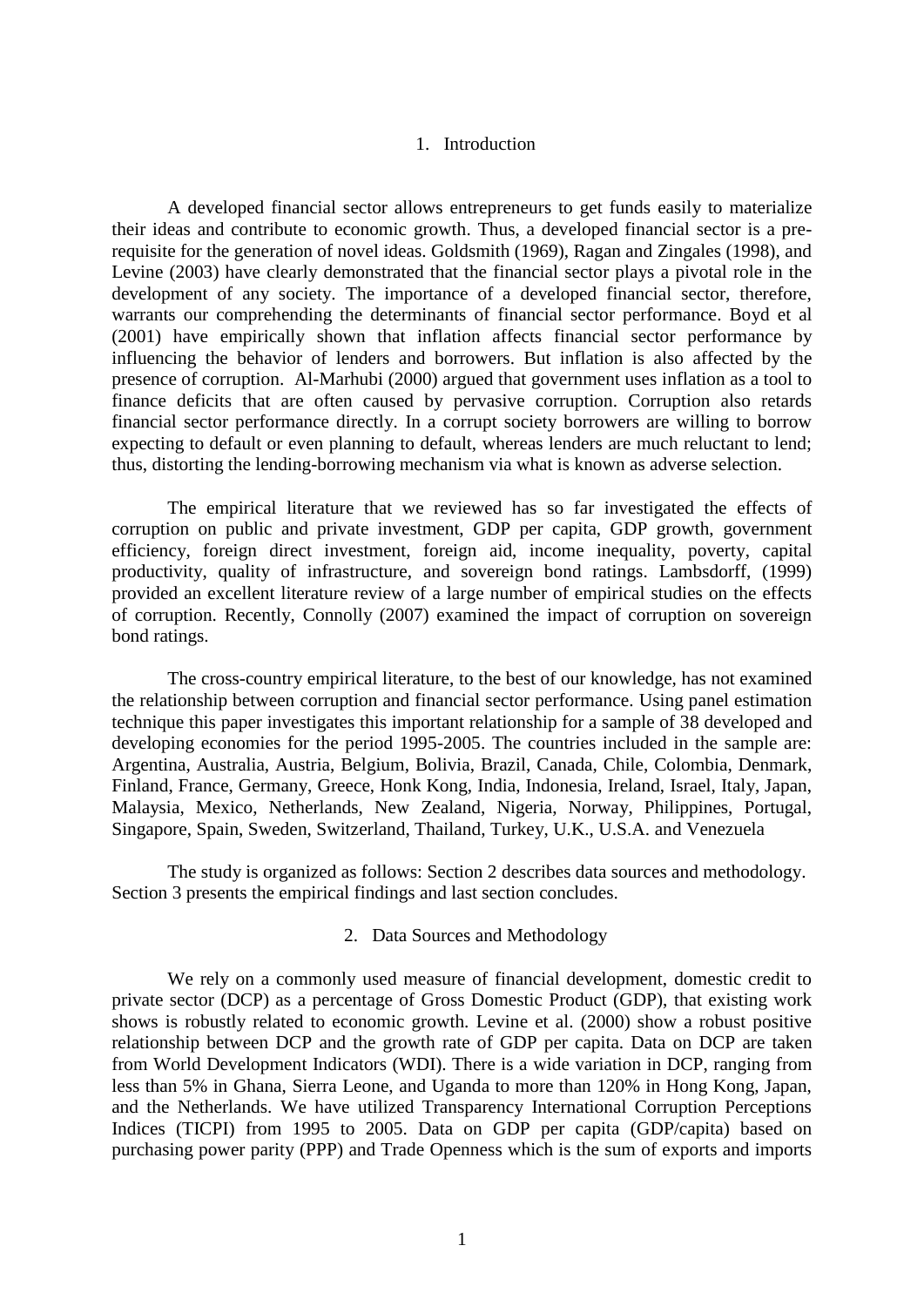## 1. Introduction

A developed financial sector allows entrepreneurs to get funds easily to materialize their ideas and contribute to economic growth. Thus, a developed financial sector is a pre-requisite for the generation of novel ideas. Goldsmith (1969), Ragan and Zingales (1998), and Levine (2003) have clearly demonstrated that the financial sector plays a pivotal role in the development of any society. The importance of a developed financial sector, therefore, warrants our comprehending the determinants of financial sector performance. Boyd et al (2001) have empirically shown that inflation affects financial sector performance by influencing the behavior of lenders and borrowers. But inflation is also affected by the presence of corruption. Al-Marhubi (2000) argued that government uses inflation as a tool to finance deficits that are often caused by pervasive corruption. Corruption also retards financial sector performance directly. In a corrupt society borrowers are willing to borrow expecting to default or even planning to default, whereas lenders are much reluctant to lend; thus, distorting the lending-borrowing mechanism via what is known as adverse selection.

The empirical literature that we reviewed has so far investigated the effects of corruption on public and private investment, GDP per capita, GDP growth, government efficiency, foreign direct investment, foreign aid, income inequality, poverty, capital productivity, quality of infrastructure, and sovereign bond ratings. Lambsdorff, (1999) provided an excellent literature review of a large number of empirical studies on the effects of corruption. Recently, Connolly (2007) examined the impact of corruption on sovereign bond ratings.

The cross-country empirical literature, to the best of our knowledge, has not examined the relationship between corruption and financial sector performance. Using panel estimation technique this paper investigates this important relationship for a sample of 38 developed and developing economies for the period 1995-2005. The countries included in the sample are: Argentina, Australia, Austria, Belgium, Bolivia, Brazil, Canada, Chile, Colombia, Denmark, Finland, France, Germany, Greece, Honk Kong, India, Indonesia, Ireland, Israel, Italy, Japan, Malaysia, Mexico, Netherlands, New Zealand, Nigeria, Norway, Philippines, Portugal, Singapore, Spain, Sweden, Switzerland, Thailand, Turkey, U.K., U.S.A. and Venezuela

The study is organized as follows: Section 2 describes data sources and methodology. Section 3 presents the empirical findings and last section concludes.

## 2. Data Sources and Methodology

We rely on a commonly used measure of financial development, domestic credit to private sector (DCP) as a percentage of Gross Domestic Product (GDP), that existing work shows is robustly related to economic growth. Levine et al. (2000) show a robust positive relationship between DCP and the growth rate of GDP per capita. Data on DCP are taken from World Development Indicators (WDI). There is a wide variation in DCP, ranging from less than 5% in Ghana, Sierra Leone, and Uganda to more than 120% in Hong Kong, Japan, and the Netherlands. We have utilized Transparency International Corruption Perceptions Indices (TICPI) from 1995 to 2005. Data on GDP per capita (GDP/capita) based on purchasing power parity (PPP) and Trade Openness which is the sum of exports and imports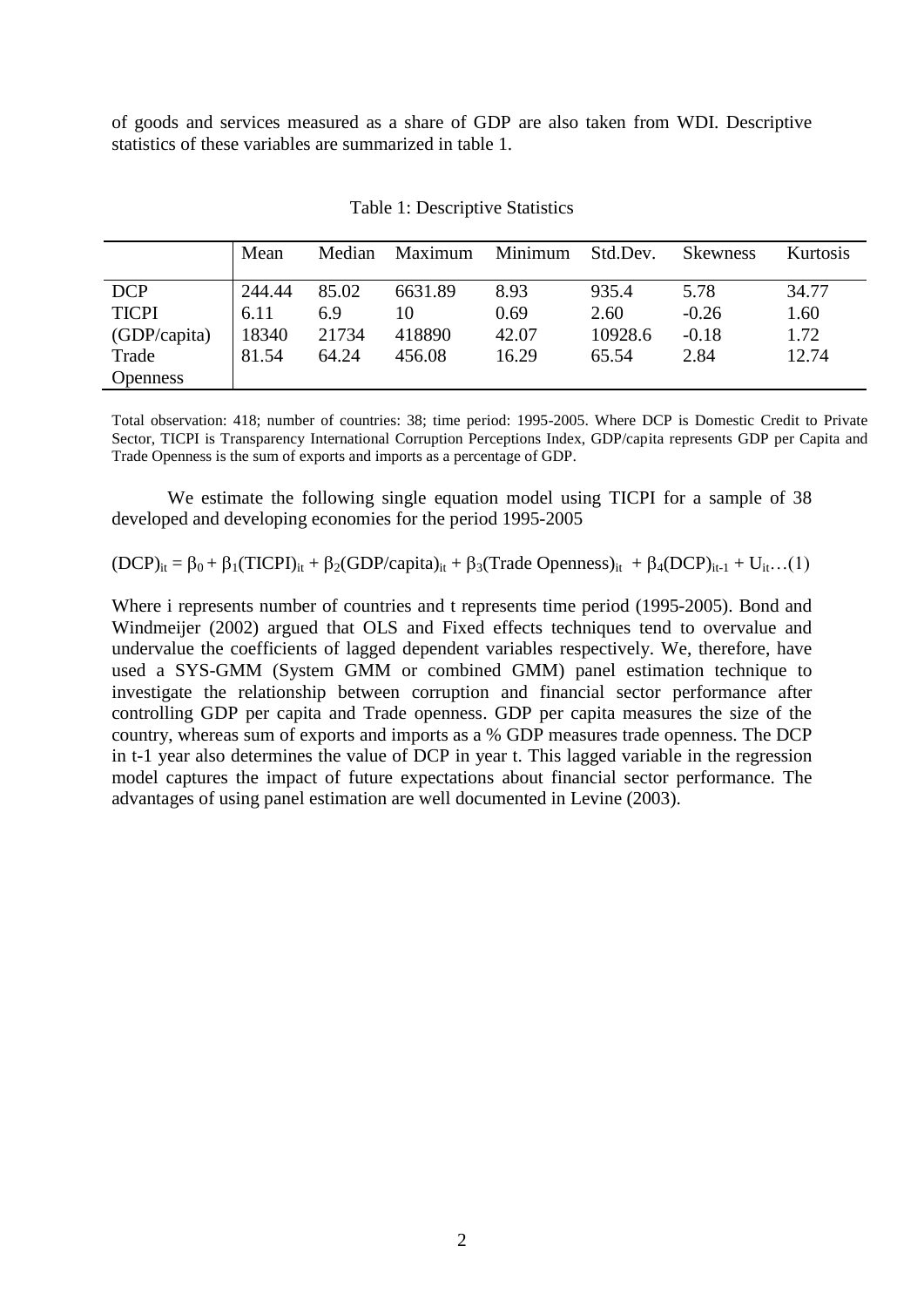of goods and services measured as a share of GDP are also taken from WDI. Descriptive statistics of these variables are summarized in table 1.

Table 1: Descriptive Statistics

| | Mean | Median | Maximum | Minimum | Std.Dev. | Skewness | Kurtosis |
|---|---|---|---|---|---|---|---|
| DCP | 244.44 | 85.02 | 6631.89 | 8.93 | 935.4 | 5.78 | 34.77 |
| TICPI | 6.11 | 6.9 | 10 | 0.69 | 2.60 | -0.26 | 1.60 |
| (GDP/capita) | 18340 | 21734 | 418890 | 42.07 | 10928.6 | -0.18 | 1.72 |
| Trade Openness | 81.54 | 64.24 | 456.08 | 16.29 | 65.54 | 2.84 | 12.74 |

Total observation: 418; number of countries: 38; time period: 1995-2005. Where DCP is Domestic Credit to Private Sector, TICPI is Transparency International Corruption Perceptions Index, GDP/capita represents GDP per Capita and Trade Openness is the sum of exports and imports as a percentage of GDP.

We estimate the following single equation model using TICPI for a sample of 38 developed and developing economies for the period 1995-2005

$$(DCP)_{it} = \beta_0 + \beta_1(TICPI)_{it} + \beta_2(GDP/capita)_{it} + \beta_3(Trade\ Openness)_{it} + \beta_4(DCP)_{it-1} + U_{it} \ldots (1)$$

Where i represents number of countries and t represents time period (1995-2005). Bond and Windmeijer (2002) argued that OLS and Fixed effects techniques tend to overvalue and undervalue the coefficients of lagged dependent variables respectively. We, therefore, have used a SYS-GMM (System GMM or combined GMM) panel estimation technique to investigate the relationship between corruption and financial sector performance after controlling GDP per capita and Trade openness. GDP per capita measures the size of the country, whereas sum of exports and imports as a % GDP measures trade openness. The DCP in t-1 year also determines the value of DCP in year t. This lagged variable in the regression model captures the impact of future expectations about financial sector performance. The advantages of using panel estimation are well documented in Levine (2003).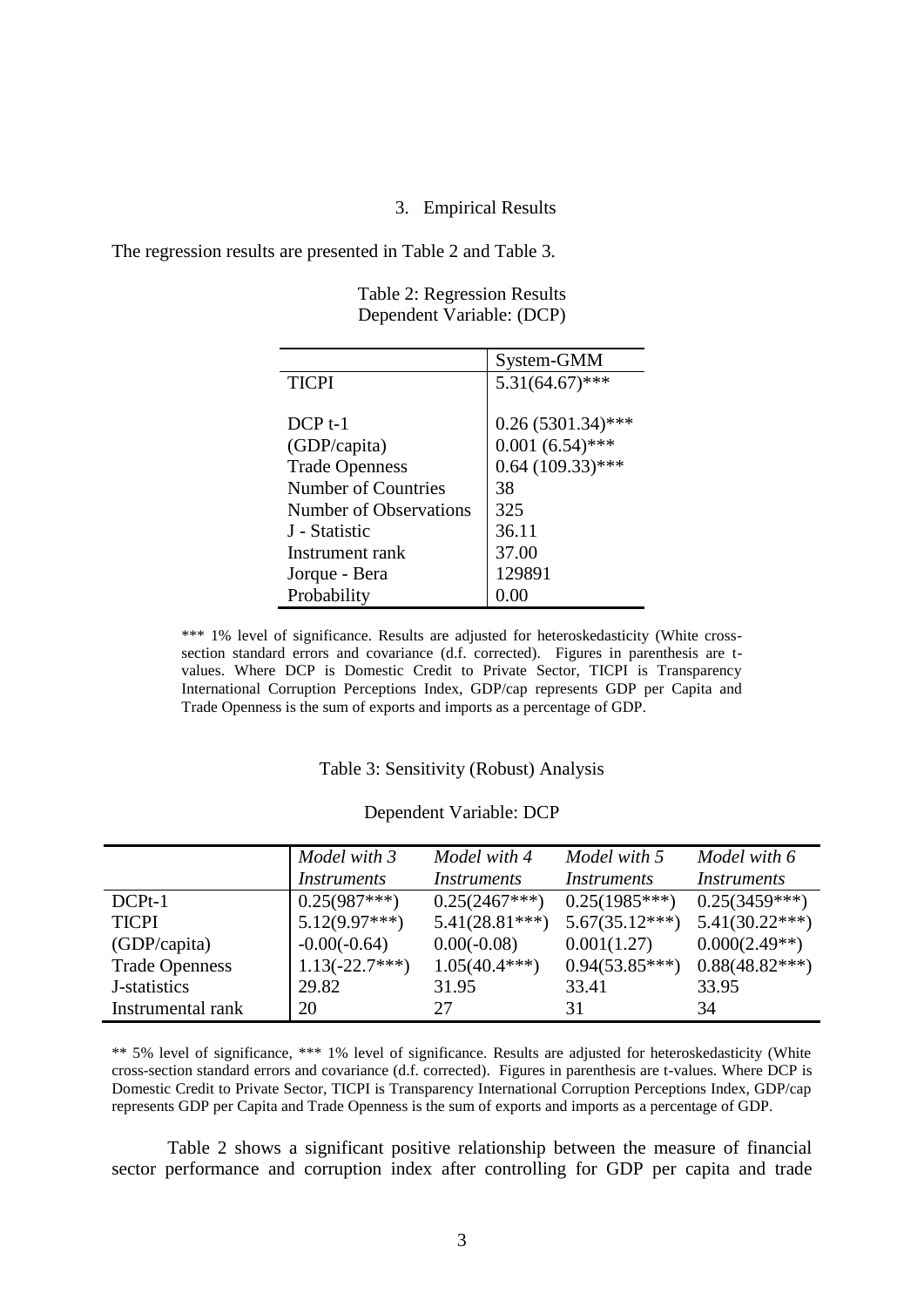## 3. Empirical Results

The regression results are presented in Table 2 and Table 3.

Table 2: Regression Results
Dependent Variable: (DCP)

| | System-GMM |
|---|---|
| TICPI | 5.31(64.67)*** |
| DCP t-1 | 0.26 (5301.34)*** |
| (GDP/capita) | 0.001 (6.54)*** |
| Trade Openness | 0.64 (109.33)*** |
| Number of Countries | 38 |
| Number of Observations | 325 |
| J - Statistic | 36.11 |
| Instrument rank | 37.00 |
| Jorque - Bera | 129891 |
| Probability | 0.00 |

*** 1% level of significance. Results are adjusted for heteroskedasticity (White cross-section standard errors and covariance (d.f. corrected). Figures in parenthesis are t-values. Where DCP is Domestic Credit to Private Sector, TICPI is Transparency International Corruption Perceptions Index, GDP/cap represents GDP per Capita and Trade Openness is the sum of exports and imports as a percentage of GDP.

Table 3: Sensitivity (Robust) Analysis

Dependent Variable: DCP

| | *Model with 3 Instruments* | *Model with 4 Instruments* | *Model with 5 Instruments* | *Model with 6 Instruments* |
|---|---|---|---|---|
| DCPt-1 | 0.25(987***) | 0.25(2467***) | 0.25(1985***) | 0.25(3459***) |
| TICPI | 5.12(9.97***) | 5.41(28.81***) | 5.67(35.12***) | 5.41(30.22***) |
| (GDP/capita) | -0.00(-0.64) | 0.00(-0.08) | 0.001(1.27) | 0.000(2.49**) |
| Trade Openness | 1.13(-22.7***) | 1.05(40.4***) | 0.94(53.85***) | 0.88(48.82***) |
| J-statistics | 29.82 | 31.95 | 33.41 | 33.95 |
| Instrumental rank | 20 | 27 | 31 | 34 |

** 5% level of significance, *** 1% level of significance. Results are adjusted for heteroskedasticity (White cross-section standard errors and covariance (d.f. corrected). Figures in parenthesis are t-values. Where DCP is Domestic Credit to Private Sector, TICPI is Transparency International Corruption Perceptions Index, GDP/cap represents GDP per Capita and Trade Openness is the sum of exports and imports as a percentage of GDP.

Table 2 shows a significant positive relationship between the measure of financial sector performance and corruption index after controlling for GDP per capita and trade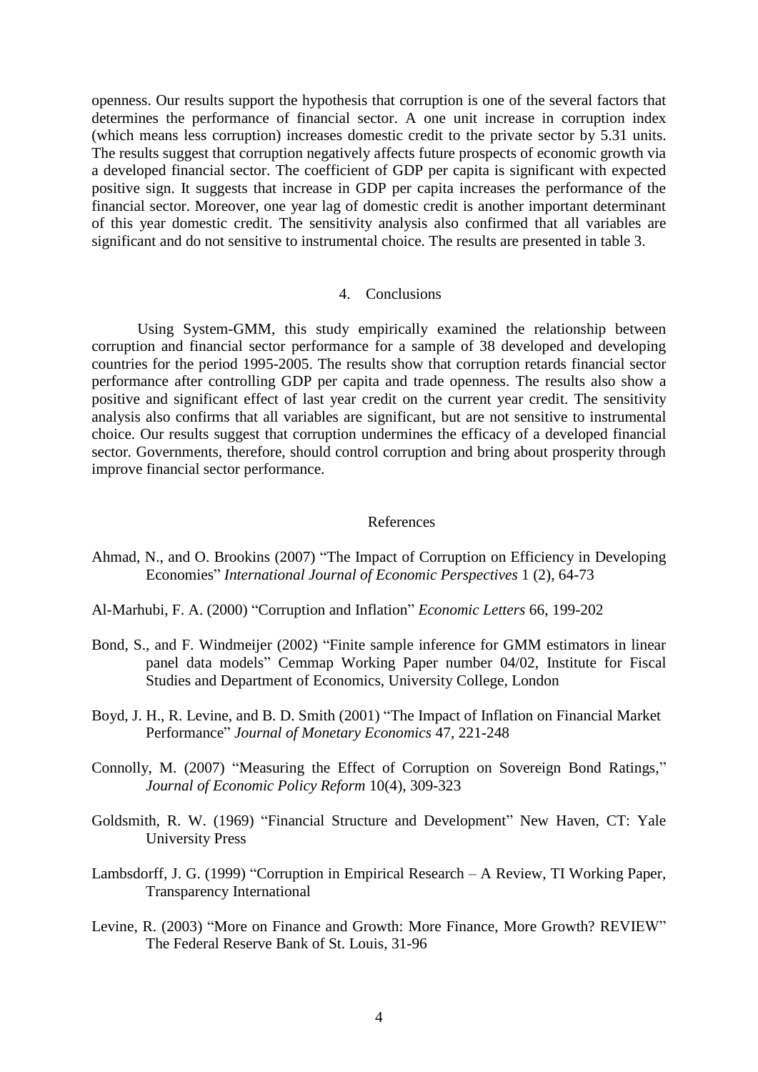openness. Our results support the hypothesis that corruption is one of the several factors that determines the performance of financial sector. A one unit increase in corruption index (which means less corruption) increases domestic credit to the private sector by 5.31 units. The results suggest that corruption negatively affects future prospects of economic growth via a developed financial sector. The coefficient of GDP per capita is significant with expected positive sign. It suggests that increase in GDP per capita increases the performance of the financial sector. Moreover, one year lag of domestic credit is another important determinant of this year domestic credit. The sensitivity analysis also confirmed that all variables are significant and do not sensitive to instrumental choice. The results are presented in table 3.

## 4. Conclusions

Using System-GMM, this study empirically examined the relationship between corruption and financial sector performance for a sample of 38 developed and developing countries for the period 1995-2005. The results show that corruption retards financial sector performance after controlling GDP per capita and trade openness. The results also show a positive and significant effect of last year credit on the current year credit. The sensitivity analysis also confirms that all variables are significant, but are not sensitive to instrumental choice. Our results suggest that corruption undermines the efficacy of a developed financial sector. Governments, therefore, should control corruption and bring about prosperity through improve financial sector performance.

## References

Ahmad, N., and O. Brookins (2007) "The Impact of Corruption on Efficiency in Developing Economies" *International Journal of Economic Perspectives* 1 (2), 64-73

Al-Marhubi, F. A. (2000) "Corruption and Inflation" *Economic Letters* 66, 199-202

Bond, S., and F. Windmeijer (2002) "Finite sample inference for GMM estimators in linear panel data models" Cemmap Working Paper number 04/02, Institute for Fiscal Studies and Department of Economics, University College, London

Boyd, J. H., R. Levine, and B. D. Smith (2001) "The Impact of Inflation on Financial Market Performance" *Journal of Monetary Economics* 47, 221-248

Connolly, M. (2007) "Measuring the Effect of Corruption on Sovereign Bond Ratings," *Journal of Economic Policy Reform* 10(4), 309-323

Goldsmith, R. W. (1969) "Financial Structure and Development" New Haven, CT: Yale University Press

Lambsdorff, J. G. (1999) "Corruption in Empirical Research – A Review, TI Working Paper, Transparency International

Levine, R. (2003) "More on Finance and Growth: More Finance, More Growth? REVIEW" The Federal Reserve Bank of St. Louis, 31-96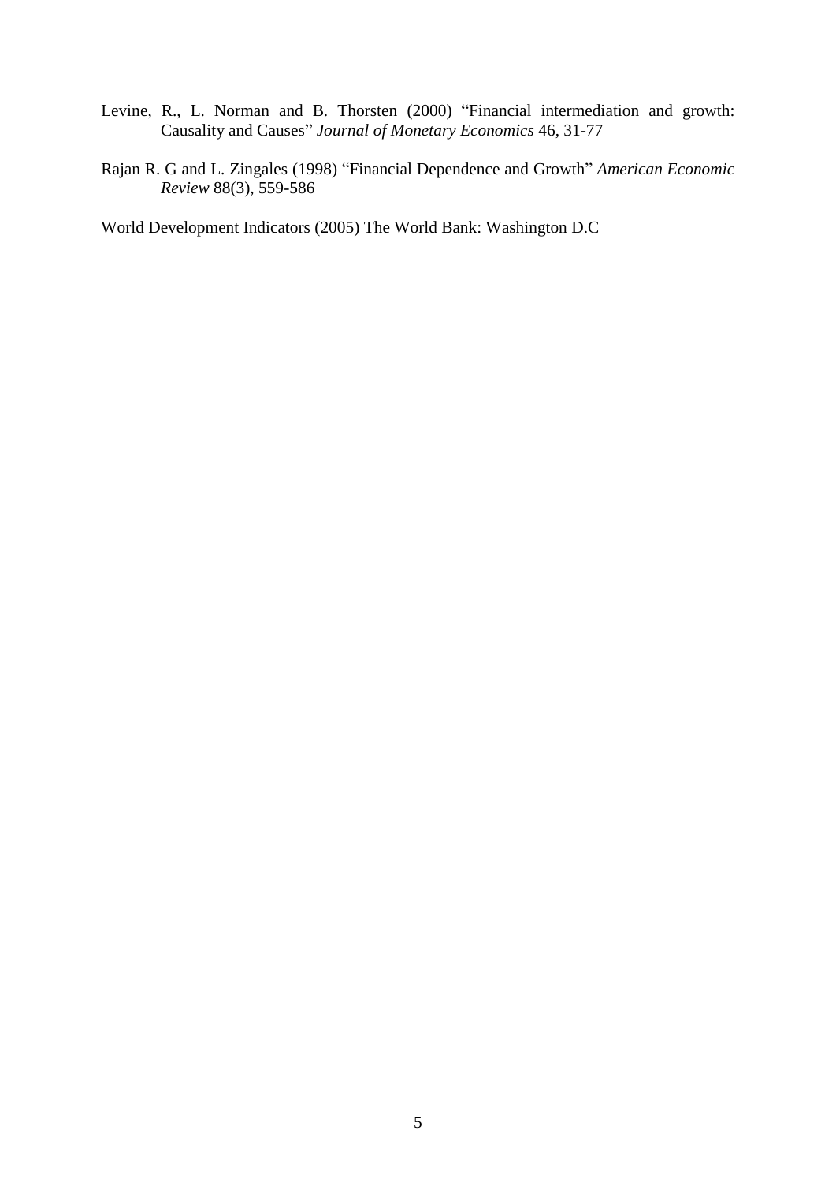Levine, R., L. Norman and B. Thorsten (2000) "Financial intermediation and growth: Causality and Causes" *Journal of Monetary Economics* 46, 31-77

Rajan R. G and L. Zingales (1998) "Financial Dependence and Growth" *American Economic Review* 88(3), 559-586

World Development Indicators (2005) The World Bank: Washington D.C